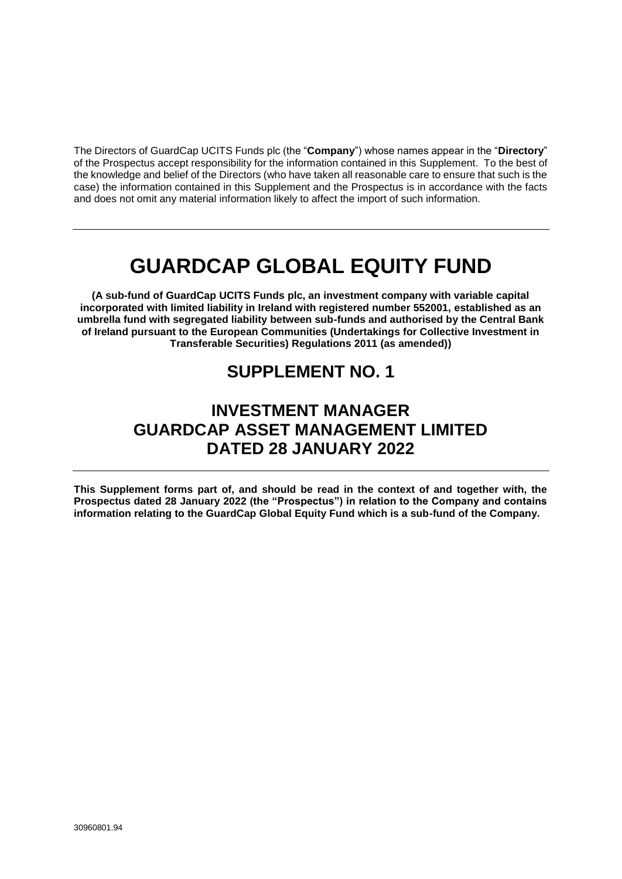The Directors of GardCap UCITS Funds plc (the "**Company**") whose names appear in the "**Directory**" of the Prospectus accept responsibility for the information contained in this Supplement. To the best of the knowledge and belief of the Directors (who have taken all reasonable care to ensure that such is the case) the information contained in this Supplement and the Prospectus is in accordance with the facts and does not omit any material information likely to affect the import of such information.

---

# GUARDCAP GLOBAL EQUITY FUND

**(A sub-fund of GuardCap UCITS Funds plc, an investment company with variable capital incorporated with limited liability in Ireland with registered number 552001, established as an umbrella fund with segregated liability between sub-funds and authorised by the Central Bank of Ireland pursuant to the European Communities (Undertakings for Collective Investment in Transferable Securities) Regulations 2011 (as amended))**

## SUPPLEMENT NO. 1

## INVESTMENT MANAGER
## GUARDCAP ASSET MANAGEMENT LIMITED
## DATED 28 JANUARY 2022

---

**This Supplement forms part of, and should be read in the context of and together with, the Prospectus dated 28 January 2022 (the "Prospectus") in relation to the Company and contains information relating to the GuardCap Global Equity Fund which is a sub-fund of the Company.**

30960801.94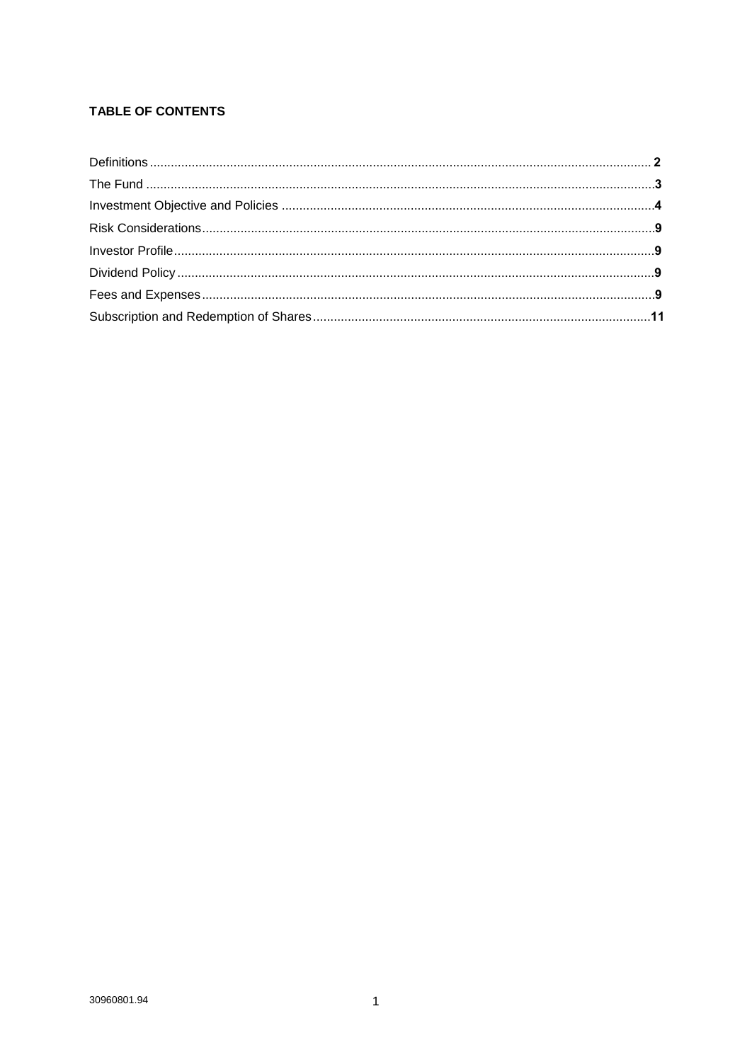**TABLE OF CONTENTS**

| | |
|---|---|
| Definitions | **2** |
| The Fund | **3** |
| Investment Objective and Policies | **4** |
| Risk Considerations | **9** |
| Investor Profile | **9** |
| Dividend Policy | **9** |
| Fees and Expenses | **9** |
| Subscription and Redemption of Shares | **11** |

30960801.94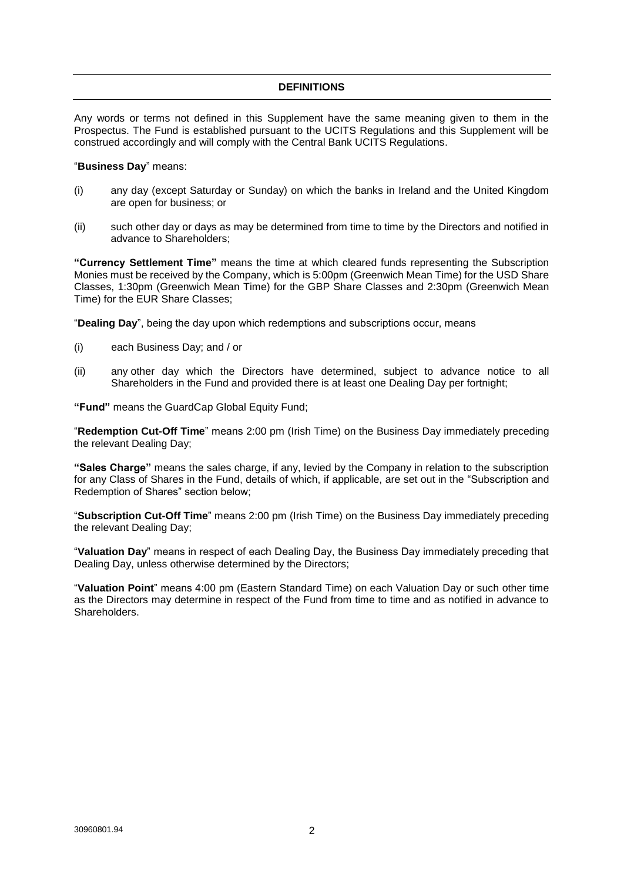## DEFINITIONS

Any words or terms not defined in this Supplement have the same meaning given to them in the Prospectus. The Fund is established pursuant to the UCITS Regulations and this Supplement will be construed accordingly and will comply with the Central Bank UCITS Regulations.

"**Business Day**" means:

(i) any day (except Saturday or Sunday) on which the banks in Ireland and the United Kingdom are open for business; or

(ii) such other day or days as may be determined from time to time by the Directors and notified in advance to Shareholders;

**"Currency Settlement Time"** means the time at which cleared funds representing the Subscription Monies must be received by the Company, which is 5:00pm (Greenwich Mean Time) for the USD Share Classes, 1:30pm (Greenwich Mean Time) for the GBP Share Classes and 2:30pm (Greenwich Mean Time) for the EUR Share Classes;

"**Dealing Day**", being the day upon which redemptions and subscriptions occur, means

(i) each Business Day; and / or

(ii) any other day which the Directors have determined, subject to advance notice to all Shareholders in the Fund and provided there is at least one Dealing Day per fortnight;

**"Fund"** means the GuardCap Global Equity Fund;

"**Redemption Cut-Off Time**" means 2:00 pm (Irish Time) on the Business Day immediately preceding the relevant Dealing Day;

**"Sales Charge"** means the sales charge, if any, levied by the Company in relation to the subscription for any Class of Shares in the Fund, details of which, if applicable, are set out in the "Subscription and Redemption of Shares" section below;

"**Subscription Cut-Off Time**" means 2:00 pm (Irish Time) on the Business Day immediately preceding the relevant Dealing Day;

"**Valuation Day**" means in respect of each Dealing Day, the Business Day immediately preceding that Dealing Day, unless otherwise determined by the Directors;

"**Valuation Point**" means 4:00 pm (Eastern Standard Time) on each Valuation Day or such other time as the Directors may determine in respect of the Fund from time to time and as notified in advance to Shareholders.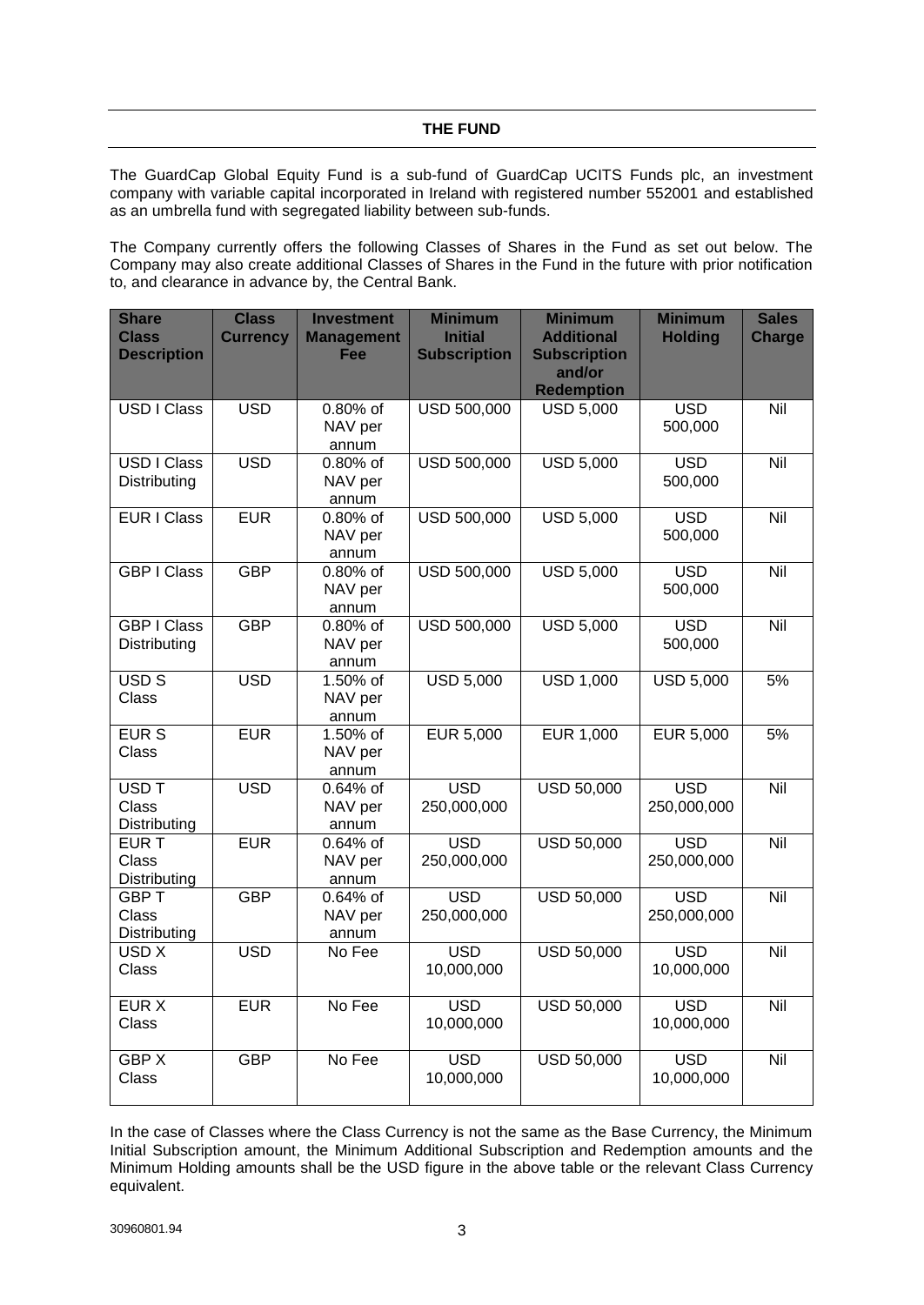## THE FUND

The GuardCap Global Equity Fund is a sub-fund of GuardCap UCITS Funds plc, an investment company with variable capital incorporated in Ireland with registered number 552001 and established as an umbrella fund with segregated liability between sub-funds.

The Company currently offers the following Classes of Shares in the Fund as set out below. The Company may also create additional Classes of Shares in the Fund in the future with prior notification to, and clearance in advance by, the Central Bank.

| Share Class Description | Class Currency | Investment Management Fee | Minimum Initial Subscription | Minimum Additional Subscription and/or Redemption | Minimum Holding | Sales Charge |
|---|---|---|---|---|---|---|
| USD I Class | USD | 0.80% of NAV per annum | USD 500,000 | USD 5,000 | USD 500,000 | Nil |
| USD I Class Distributing | USD | 0.80% of NAV per annum | USD 500,000 | USD 5,000 | USD 500,000 | Nil |
| EUR I Class | EUR | 0.80% of NAV per annum | USD 500,000 | USD 5,000 | USD 500,000 | Nil |
| GBP I Class | GBP | 0.80% of NAV per annum | USD 500,000 | USD 5,000 | USD 500,000 | Nil |
| GBP I Class Distributing | GBP | 0.80% of NAV per annum | USD 500,000 | USD 5,000 | USD 500,000 | Nil |
| USD S Class | USD | 1.50% of NAV per annum | USD 5,000 | USD 1,000 | USD 5,000 | 5% |
| EUR S Class | EUR | 1.50% of NAV per annum | EUR 5,000 | EUR 1,000 | EUR 5,000 | 5% |
| USD T Class Distributing | USD | 0.64% of NAV per annum | USD 250,000,000 | USD 50,000 | USD 250,000,000 | Nil |
| EUR T Class Distributing | EUR | 0.64% of NAV per annum | USD 250,000,000 | USD 50,000 | USD 250,000,000 | Nil |
| GBP T Class Distributing | GBP | 0.64% of NAV per annum | USD 250,000,000 | USD 50,000 | USD 250,000,000 | Nil |
| USD X Class | USD | No Fee | USD 10,000,000 | USD 50,000 | USD 10,000,000 | Nil |
| EUR X Class | EUR | No Fee | USD 10,000,000 | USD 50,000 | USD 10,000,000 | Nil |
| GBP X Class | GBP | No Fee | USD 10,000,000 | USD 50,000 | USD 10,000,000 | Nil |

In the case of Classes where the Class Currency is not the same as the Base Currency, the Minimum Initial Subscription amount, the Minimum Additional Subscription and Redemption amounts and the Minimum Holding amounts shall be the USD figure in the above table or the relevant Class Currency equivalent.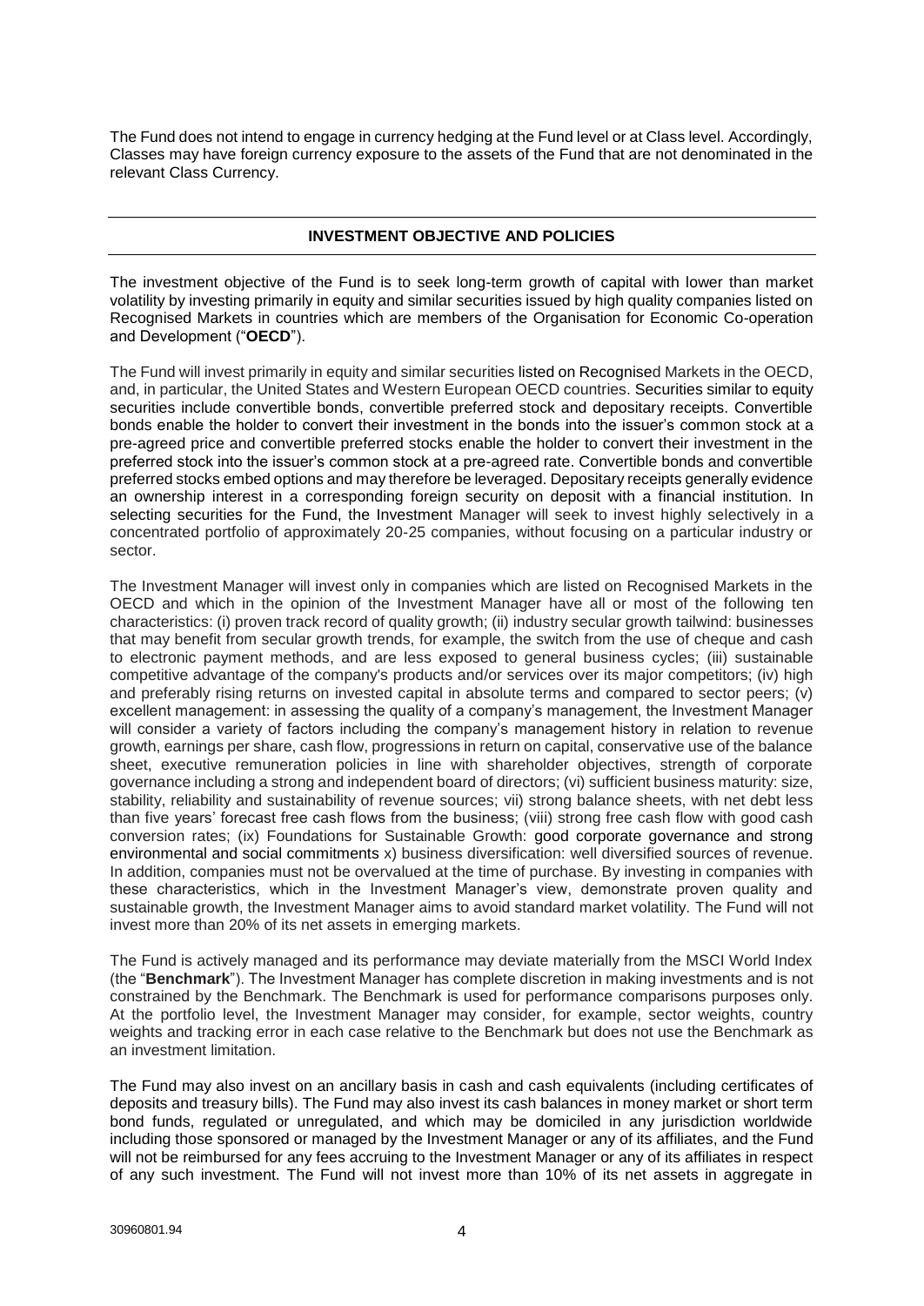The Fund does not intend to engage in currency hedging at the Fund level or at Class level. Accordingly, Classes may have foreign currency exposure to the assets of the Fund that are not denominated in the relevant Class Currency.

## INVESTMENT OBJECTIVE AND POLICIES

The investment objective of the Fund is to seek long-term growth of capital with lower than market volatility by investing primarily in equity and similar securities issued by high quality companies listed on Recognised Markets in countries which are members of the Organisation for Economic Co-operation and Development ("**OECD**").

The Fund will invest primarily in equity and similar securities listed on Recognised Markets in the OECD, and, in particular, the United States and Western European OECD countries. Securities similar to equity securities include convertible bonds, convertible preferred stock and depositary receipts. Convertible bonds enable the holder to convert their investment in the bonds into the issuer's common stock at a pre-agreed price and convertible preferred stocks enable the holder to convert their investment in the preferred stock into the issuer's common stock at a pre-agreed rate. Convertible bonds and convertible preferred stocks embed options and may therefore be leveraged. Depositary receipts generally evidence an ownership interest in a corresponding foreign security on deposit with a financial institution. In selecting securities for the Fund, the Investment Manager will seek to invest highly selectively in a concentrated portfolio of approximately 20-25 companies, without focusing on a particular industry or sector.

The Investment Manager will invest only in companies which are listed on Recognised Markets in the OECD and which in the opinion of the Investment Manager have all or most of the following ten characteristics: (i) proven track record of quality growth; (ii) industry secular growth tailwind: businesses that may benefit from secular growth trends, for example, the switch from the use of cheque and cash to electronic payment methods, and are less exposed to general business cycles; (iii) sustainable competitive advantage of the company's products and/or services over its major competitors; (iv) high and preferably rising returns on invested capital in absolute terms and compared to sector peers; (v) excellent management: in assessing the quality of a company's management, the Investment Manager will consider a variety of factors including the company's management history in relation to revenue growth, earnings per share, cash flow, progressions in return on capital, conservative use of the balance sheet, executive remuneration policies in line with shareholder objectives, strength of corporate governance including a strong and independent board of directors; (vi) sufficient business maturity: size, stability, reliability and sustainability of revenue sources; vii) strong balance sheets, with net debt less than five years' forecast free cash flows from the business; (viii) strong free cash flow with good cash conversion rates; (ix) Foundations for Sustainable Growth: good corporate governance and strong environmental and social commitments x) business diversification: well diversified sources of revenue. In addition, companies must not be overvalued at the time of purchase. By investing in companies with these characteristics, which in the Investment Manager's view, demonstrate proven quality and sustainable growth, the Investment Manager aims to avoid standard market volatility. The Fund will not invest more than 20% of its net assets in emerging markets.

The Fund is actively managed and its performance may deviate materially from the MSCI World Index (the "**Benchmark**"). The Investment Manager has complete discretion in making investments and is not constrained by the Benchmark. The Benchmark is used for performance comparisons purposes only. At the portfolio level, the Investment Manager may consider, for example, sector weights, country weights and tracking error in each case relative to the Benchmark but does not use the Benchmark as an investment limitation.

The Fund may also invest on an ancillary basis in cash and cash equivalents (including certificates of deposits and treasury bills). The Fund may also invest its cash balances in money market or short term bond funds, regulated or unregulated, and which may be domiciled in any jurisdiction worldwide including those sponsored or managed by the Investment Manager or any of its affiliates, and the Fund will not be reimbursed for any fees accruing to the Investment Manager or any of its affiliates in respect of any such investment. The Fund will not invest more than 10% of its net assets in aggregate in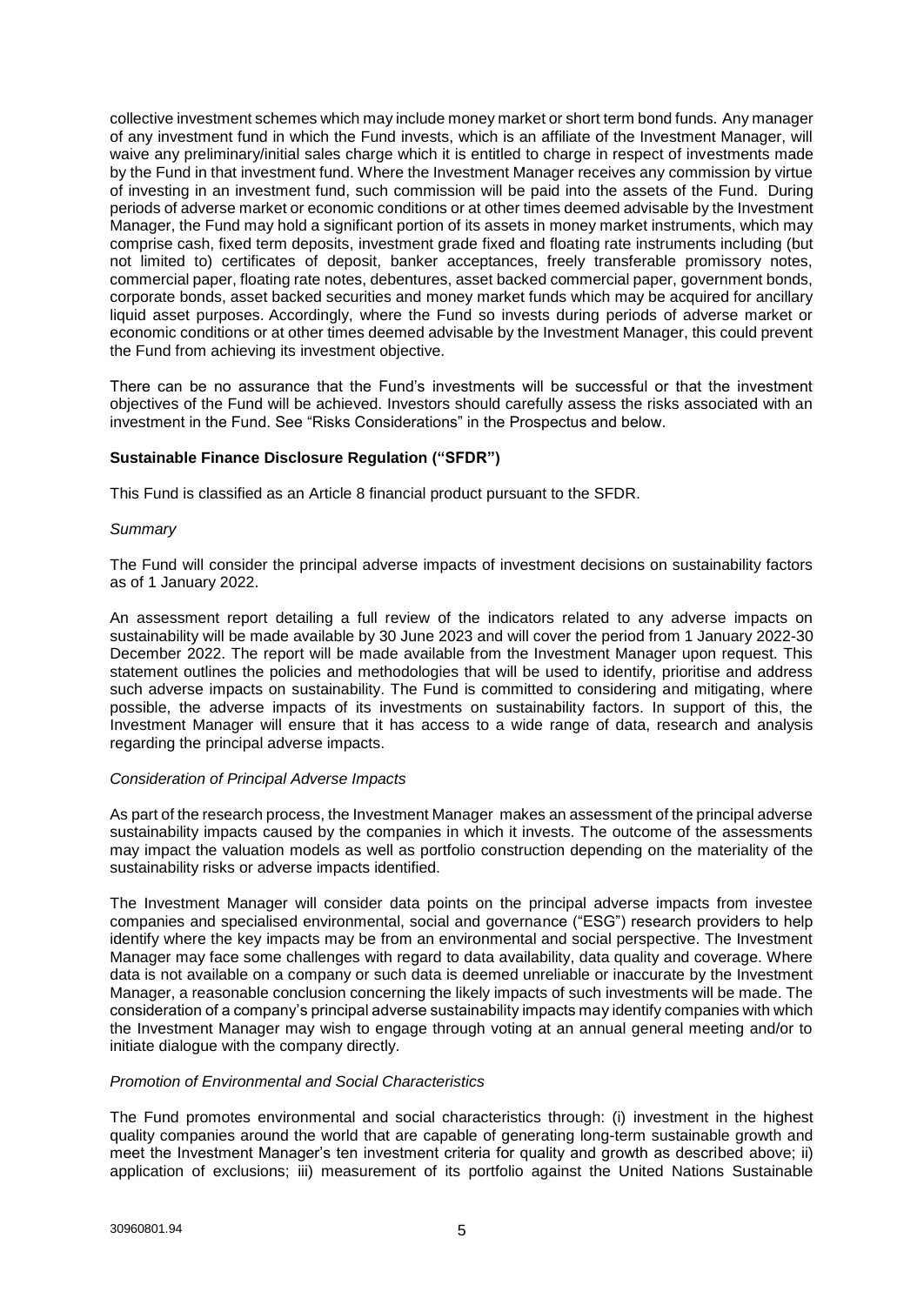collective investment schemes which may include money market or short term bond funds. Any manager of any investment fund in which the Fund invests, which is an affiliate of the Investment Manager, will waive any preliminary/initial sales charge which it is entitled to charge in respect of investments made by the Fund in that investment fund. Where the Investment Manager receives any commission by virtue of investing in an investment fund, such commission will be paid into the assets of the Fund. During periods of adverse market or economic conditions or at other times deemed advisable by the Investment Manager, the Fund may hold a significant portion of its assets in money market instruments, which may comprise cash, fixed term deposits, investment grade fixed and floating rate instruments including (but not limited to) certificates of deposit, banker acceptances, freely transferable promissory notes, commercial paper, floating rate notes, debentures, asset backed commercial paper, government bonds, corporate bonds, asset backed securities and money market funds which may be acquired for ancillary liquid asset purposes. Accordingly, where the Fund so invests during periods of adverse market or economic conditions or at other times deemed advisable by the Investment Manager, this could prevent the Fund from achieving its investment objective.

There can be no assurance that the Fund's investments will be successful or that the investment objectives of the Fund will be achieved. Investors should carefully assess the risks associated with an investment in the Fund. See "Risks Considerations" in the Prospectus and below.

**Sustainable Finance Disclosure Regulation ("SFDR")**

This Fund is classified as an Article 8 financial product pursuant to the SFDR.

*Summary*

The Fund will consider the principal adverse impacts of investment decisions on sustainability factors as of 1 January 2022.

An assessment report detailing a full review of the indicators related to any adverse impacts on sustainability will be made available by 30 June 2023 and will cover the period from 1 January 2022-30 December 2022. The report will be made available from the Investment Manager upon request. This statement outlines the policies and methodologies that will be used to identify, prioritise and address such adverse impacts on sustainability. The Fund is committed to considering and mitigating, where possible, the adverse impacts of its investments on sustainability factors. In support of this, the Investment Manager will ensure that it has access to a wide range of data, research and analysis regarding the principal adverse impacts.

*Consideration of Principal Adverse Impacts*

As part of the research process, the Investment Manager makes an assessment of the principal adverse sustainability impacts caused by the companies in which it invests. The outcome of the assessments may impact the valuation models as well as portfolio construction depending on the materiality of the sustainability risks or adverse impacts identified.

The Investment Manager will consider data points on the principal adverse impacts from investee companies and specialised environmental, social and governance ("ESG") research providers to help identify where the key impacts may be from an environmental and social perspective. The Investment Manager may face some challenges with regard to data availability, data quality and coverage. Where data is not available on a company or such data is deemed unreliable or inaccurate by the Investment Manager, a reasonable conclusion concerning the likely impacts of such investments will be made. The consideration of a company's principal adverse sustainability impacts may identify companies with which the Investment Manager may wish to engage through voting at an annual general meeting and/or to initiate dialogue with the company directly.

*Promotion of Environmental and Social Characteristics*

The Fund promotes environmental and social characteristics through: (i) investment in the highest quality companies around the world that are capable of generating long-term sustainable growth and meet the Investment Manager's ten investment criteria for quality and growth as described above; ii) application of exclusions; iii) measurement of its portfolio against the United Nations Sustainable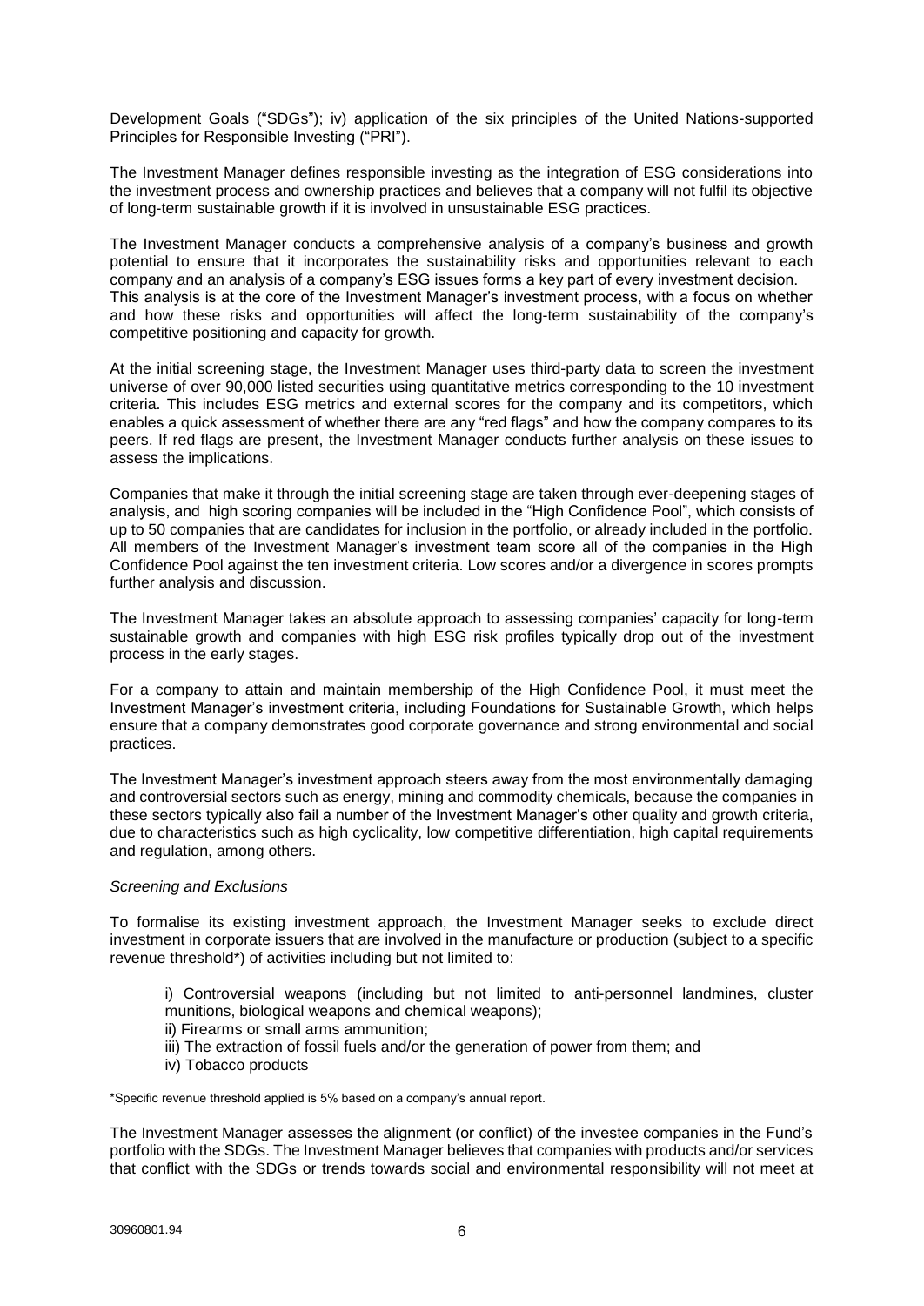Development Goals ("SDGs"); iv) application of the six principles of the United Nations-supported Principles for Responsible Investing ("PRI").

The Investment Manager defines responsible investing as the integration of ESG considerations into the investment process and ownership practices and believes that a company will not fulfil its objective of long-term sustainable growth if it is involved in unsustainable ESG practices.

The Investment Manager conducts a comprehensive analysis of a company's business and growth potential to ensure that it incorporates the sustainability risks and opportunities relevant to each company and an analysis of a company's ESG issues forms a key part of every investment decision. This analysis is at the core of the Investment Manager's investment process, with a focus on whether and how these risks and opportunities will affect the long-term sustainability of the company's competitive positioning and capacity for growth.

At the initial screening stage, the Investment Manager uses third-party data to screen the investment universe of over 90,000 listed securities using quantitative metrics corresponding to the 10 investment criteria. This includes ESG metrics and external scores for the company and its competitors, which enables a quick assessment of whether there are any "red flags" and how the company compares to its peers. If red flags are present, the Investment Manager conducts further analysis on these issues to assess the implications.

Companies that make it through the initial screening stage are taken through ever-deepening stages of analysis, and high scoring companies will be included in the "High Confidence Pool", which consists of up to 50 companies that are candidates for inclusion in the portfolio, or already included in the portfolio. All members of the Investment Manager's investment team score all of the companies in the High Confidence Pool against the ten investment criteria. Low scores and/or a divergence in scores prompts further analysis and discussion.

The Investment Manager takes an absolute approach to assessing companies' capacity for long-term sustainable growth and companies with high ESG risk profiles typically drop out of the investment process in the early stages.

For a company to attain and maintain membership of the High Confidence Pool, it must meet the Investment Manager's investment criteria, including Foundations for Sustainable Growth, which helps ensure that a company demonstrates good corporate governance and strong environmental and social practices.

The Investment Manager's investment approach steers away from the most environmentally damaging and controversial sectors such as energy, mining and commodity chemicals, because the companies in these sectors typically also fail a number of the Investment Manager's other quality and growth criteria, due to characteristics such as high cyclicality, low competitive differentiation, high capital requirements and regulation, among others.

*Screening and Exclusions*

To formalise its existing investment approach, the Investment Manager seeks to exclude direct investment in corporate issuers that are involved in the manufacture or production (subject to a specific revenue threshold*) of activities including but not limited to:

> i) Controversial weapons (including but not limited to anti-personnel landmines, cluster munitions, biological weapons and chemical weapons);
> ii) Firearms or small arms ammunition;
> iii) The extraction of fossil fuels and/or the generation of power from them; and
> iv) Tobacco products

*Specific revenue threshold applied is 5% based on a company's annual report.

The Investment Manager assesses the alignment (or conflict) of the investee companies in the Fund's portfolio with the SDGs. The Investment Manager believes that companies with products and/or services that conflict with the SDGs or trends towards social and environmental responsibility will not meet at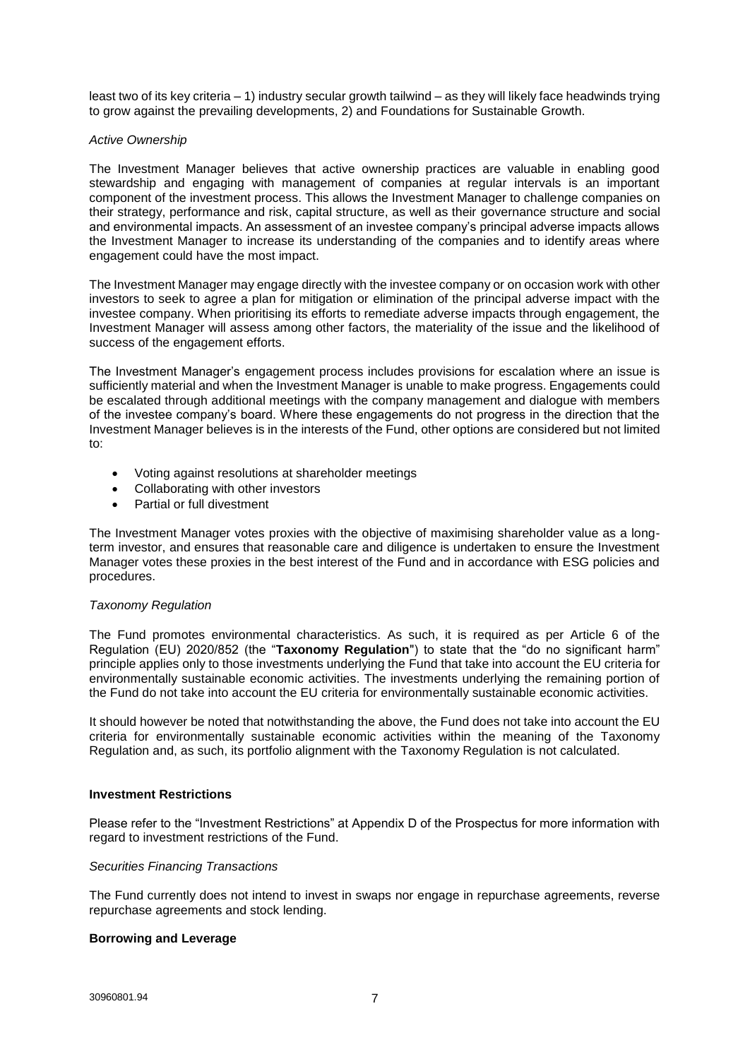least two of its key criteria – 1) industry secular growth tailwind – as they will likely face headwinds trying to grow against the prevailing developments, 2) and Foundations for Sustainable Growth.

*Active Ownership*

The Investment Manager believes that active ownership practices are valuable in enabling good stewardship and engaging with management of companies at regular intervals is an important component of the investment process. This allows the Investment Manager to challenge companies on their strategy, performance and risk, capital structure, as well as their governance structure and social and environmental impacts. An assessment of an investee company's principal adverse impacts allows the Investment Manager to increase its understanding of the companies and to identify areas where engagement could have the most impact.

The Investment Manager may engage directly with the investee company or on occasion work with other investors to seek to agree a plan for mitigation or elimination of the principal adverse impact with the investee company. When prioritising its efforts to remediate adverse impacts through engagement, the Investment Manager will assess among other factors, the materiality of the issue and the likelihood of success of the engagement efforts.

The Investment Manager's engagement process includes provisions for escalation where an issue is sufficiently material and when the Investment Manager is unable to make progress. Engagements could be escalated through additional meetings with the company management and dialogue with members of the investee company's board. Where these engagements do not progress in the direction that the Investment Manager believes is in the interests of the Fund, other options are considered but not limited to:

- Voting against resolutions at shareholder meetings
- Collaborating with other investors
- Partial or full divestment

The Investment Manager votes proxies with the objective of maximising shareholder value as a long-term investor, and ensures that reasonable care and diligence is undertaken to ensure the Investment Manager votes these proxies in the best interest of the Fund and in accordance with ESG policies and procedures.

*Taxonomy Regulation*

The Fund promotes environmental characteristics. As such, it is required as per Article 6 of the Regulation (EU) 2020/852 (the "**Taxonomy Regulation**") to state that the "do no significant harm" principle applies only to those investments underlying the Fund that take into account the EU criteria for environmentally sustainable economic activities. The investments underlying the remaining portion of the Fund do not take into account the EU criteria for environmentally sustainable economic activities.

It should however be noted that notwithstanding the above, the Fund does not take into account the EU criteria for environmentally sustainable economic activities within the meaning of the Taxonomy Regulation and, as such, its portfolio alignment with the Taxonomy Regulation is not calculated.

**Investment Restrictions**

Please refer to the "Investment Restrictions" at Appendix D of the Prospectus for more information with regard to investment restrictions of the Fund.

*Securities Financing Transactions*

The Fund currently does not intend to invest in swaps nor engage in repurchase agreements, reverse repurchase agreements and stock lending.

**Borrowing and Leverage**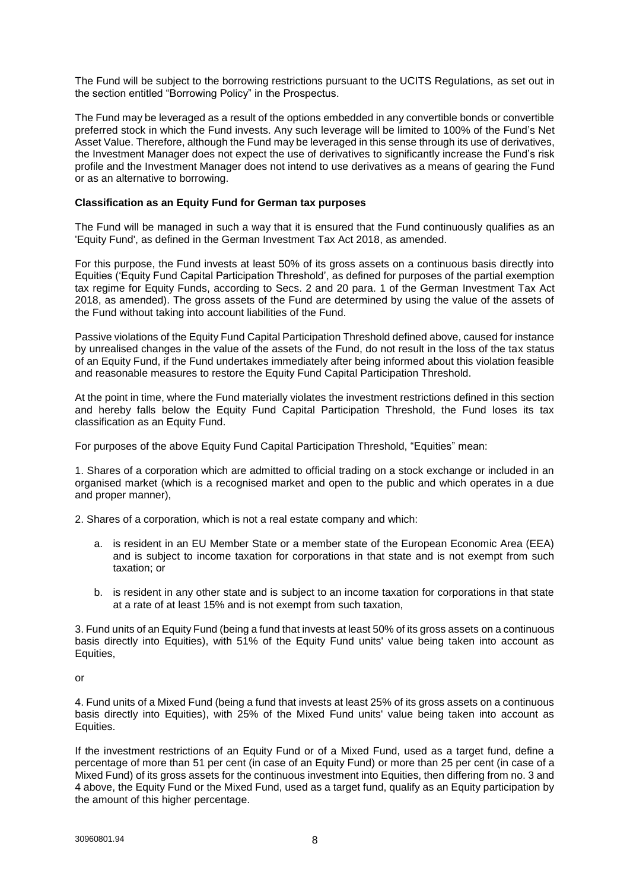The Fund will be subject to the borrowing restrictions pursuant to the UCITS Regulations, as set out in the section entitled "Borrowing Policy" in the Prospectus.

The Fund may be leveraged as a result of the options embedded in any convertible bonds or convertible preferred stock in which the Fund invests. Any such leverage will be limited to 100% of the Fund's Net Asset Value. Therefore, although the Fund may be leveraged in this sense through its use of derivatives, the Investment Manager does not expect the use of derivatives to significantly increase the Fund's risk profile and the Investment Manager does not intend to use derivatives as a means of gearing the Fund or as an alternative to borrowing.

**Classification as an Equity Fund for German tax purposes**

The Fund will be managed in such a way that it is ensured that the Fund continuously qualifies as an 'Equity Fund', as defined in the German Investment Tax Act 2018, as amended.

For this purpose, the Fund invests at least 50% of its gross assets on a continuous basis directly into Equities ('Equity Fund Capital Participation Threshold', as defined for purposes of the partial exemption tax regime for Equity Funds, according to Secs. 2 and 20 para. 1 of the German Investment Tax Act 2018, as amended). The gross assets of the Fund are determined by using the value of the assets of the Fund without taking into account liabilities of the Fund.

Passive violations of the Equity Fund Capital Participation Threshold defined above, caused for instance by unrealised changes in the value of the assets of the Fund, do not result in the loss of the tax status of an Equity Fund, if the Fund undertakes immediately after being informed about this violation feasible and reasonable measures to restore the Equity Fund Capital Participation Threshold.

At the point in time, where the Fund materially violates the investment restrictions defined in this section and hereby falls below the Equity Fund Capital Participation Threshold, the Fund loses its tax classification as an Equity Fund.

For purposes of the above Equity Fund Capital Participation Threshold, "Equities" mean:

1. Shares of a corporation which are admitted to official trading on a stock exchange or included in an organised market (which is a recognised market and open to the public and which operates in a due and proper manner),

2. Shares of a corporation, which is not a real estate company and which:

   a. is resident in an EU Member State or a member state of the European Economic Area (EEA) and is subject to income taxation for corporations in that state and is not exempt from such taxation; or

   b. is resident in any other state and is subject to an income taxation for corporations in that state at a rate of at least 15% and is not exempt from such taxation,

3. Fund units of an Equity Fund (being a fund that invests at least 50% of its gross assets on a continuous basis directly into Equities), with 51% of the Equity Fund units' value being taken into account as Equities,

or

4. Fund units of a Mixed Fund (being a fund that invests at least 25% of its gross assets on a continuous basis directly into Equities), with 25% of the Mixed Fund units' value being taken into account as Equities.

If the investment restrictions of an Equity Fund or of a Mixed Fund, used as a target fund, define a percentage of more than 51 per cent (in case of an Equity Fund) or more than 25 per cent (in case of a Mixed Fund) of its gross assets for the continuous investment into Equities, then differing from no. 3 and 4 above, the Equity Fund or the Mixed Fund, used as a target fund, qualify as an Equity participation by the amount of this higher percentage.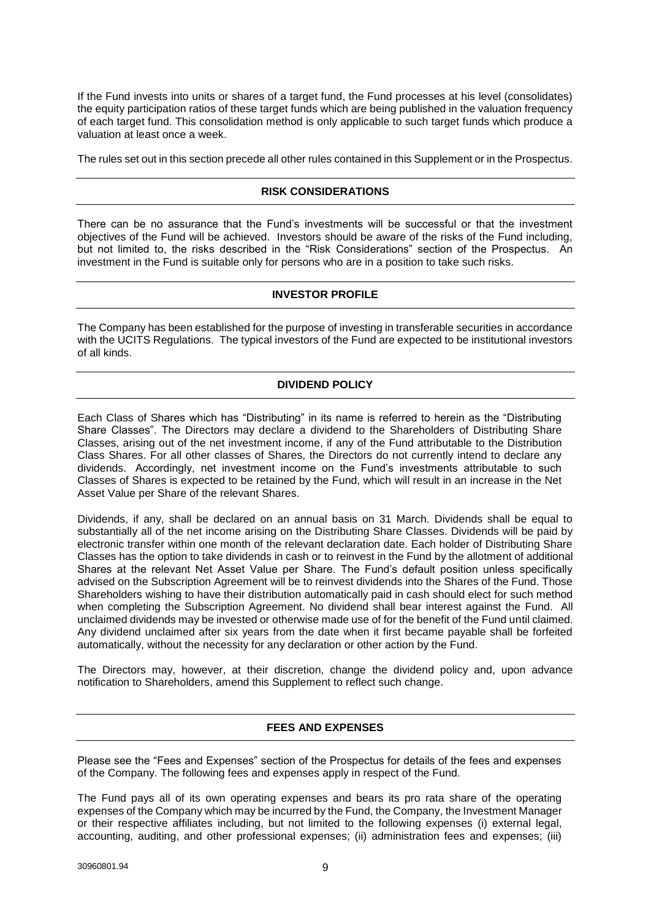If the Fund invests into units or shares of a target fund, the Fund processes at his level (consolidates) the equity participation ratios of these target funds which are being published in the valuation frequency of each target fund. This consolidation method is only applicable to such target funds which produce a valuation at least once a week.

The rules set out in this section precede all other rules contained in this Supplement or in the Prospectus.

## RISK CONSIDERATIONS

There can be no assurance that the Fund's investments will be successful or that the investment objectives of the Fund will be achieved. Investors should be aware of the risks of the Fund including, but not limited to, the risks described in the "Risk Considerations" section of the Prospectus. An investment in the Fund is suitable only for persons who are in a position to take such risks.

## INVESTOR PROFILE

The Company has been established for the purpose of investing in transferable securities in accordance with the UCITS Regulations. The typical investors of the Fund are expected to be institutional investors of all kinds.

## DIVIDEND POLICY

Each Class of Shares which has "Distributing" in its name is referred to herein as the "Distributing Share Classes". The Directors may declare a dividend to the Shareholders of Distributing Share Classes, arising out of the net investment income, if any of the Fund attributable to the Distribution Class Shares. For all other classes of Shares, the Directors do not currently intend to declare any dividends. Accordingly, net investment income on the Fund's investments attributable to such Classes of Shares is expected to be retained by the Fund, which will result in an increase in the Net Asset Value per Share of the relevant Shares.

Dividends, if any, shall be declared on an annual basis on 31 March. Dividends shall be equal to substantially all of the net income arising on the Distributing Share Classes. Dividends will be paid by electronic transfer within one month of the relevant declaration date. Each holder of Distributing Share Classes has the option to take dividends in cash or to reinvest in the Fund by the allotment of additional Shares at the relevant Net Asset Value per Share. The Fund's default position unless specifically advised on the Subscription Agreement will be to reinvest dividends into the Shares of the Fund. Those Shareholders wishing to have their distribution automatically paid in cash should elect for such method when completing the Subscription Agreement. No dividend shall bear interest against the Fund. All unclaimed dividends may be invested or otherwise made use of for the benefit of the Fund until claimed. Any dividend unclaimed after six years from the date when it first became payable shall be forfeited automatically, without the necessity for any declaration or other action by the Fund.

The Directors may, however, at their discretion, change the dividend policy and, upon advance notification to Shareholders, amend this Supplement to reflect such change.

## FEES AND EXPENSES

Please see the "Fees and Expenses" section of the Prospectus for details of the fees and expenses of the Company. The following fees and expenses apply in respect of the Fund.

The Fund pays all of its own operating expenses and bears its pro rata share of the operating expenses of the Company which may be incurred by the Fund, the Company, the Investment Manager or their respective affiliates including, but not limited to the following expenses (i) external legal, accounting, auditing, and other professional expenses; (ii) administration fees and expenses; (iii)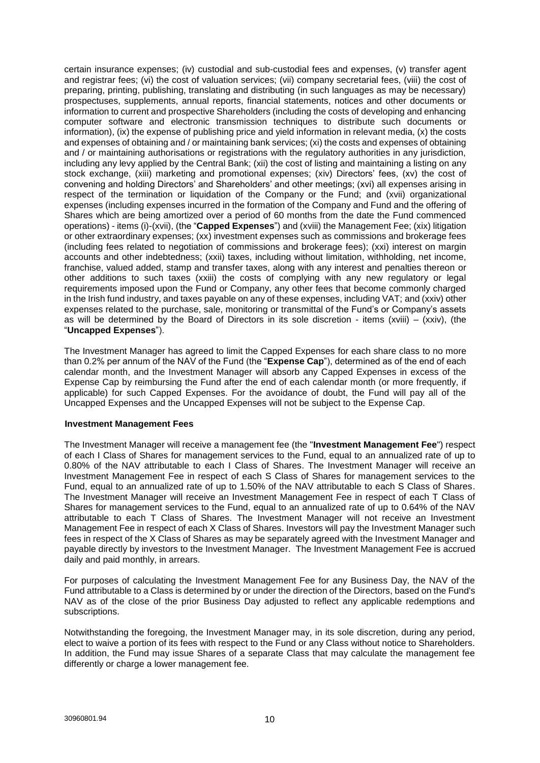certain insurance expenses; (iv) custodial and sub-custodial fees and expenses, (v) transfer agent and registrar fees; (vi) the cost of valuation services; (vii) company secretarial fees, (viii) the cost of preparing, printing, publishing, translating and distributing (in such languages as may be necessary) prospectuses, supplements, annual reports, financial statements, notices and other documents or information to current and prospective Shareholders (including the costs of developing and enhancing computer software and electronic transmission techniques to distribute such documents or information), (ix) the expense of publishing price and yield information in relevant media, (x) the costs and expenses of obtaining and / or maintaining bank services; (xi) the costs and expenses of obtaining and / or maintaining authorisations or registrations with the regulatory authorities in any jurisdiction, including any levy applied by the Central Bank; (xii) the cost of listing and maintaining a listing on any stock exchange, (xiii) marketing and promotional expenses; (xiv) Directors' fees, (xv) the cost of convening and holding Directors' and Shareholders' and other meetings; (xvi) all expenses arising in respect of the termination or liquidation of the Company or the Fund; and (xvii) organizational expenses (including expenses incurred in the formation of the Company and Fund and the offering of Shares which are being amortized over a period of 60 months from the date the Fund commenced operations) - items (i)-(xvii), (the "**Capped Expenses**") and (xviii) the Management Fee; (xix) litigation or other extraordinary expenses; (xx) investment expenses such as commissions and brokerage fees (including fees related to negotiation of commissions and brokerage fees); (xxi) interest on margin accounts and other indebtedness; (xxii) taxes, including without limitation, withholding, net income, franchise, valued added, stamp and transfer taxes, along with any interest and penalties thereon or other additions to such taxes (xxiii) the costs of complying with any new regulatory or legal requirements imposed upon the Fund or Company, any other fees that become commonly charged in the Irish fund industry, and taxes payable on any of these expenses, including VAT; and (xxiv) other expenses related to the purchase, sale, monitoring or transmittal of the Fund's or Company's assets as will be determined by the Board of Directors in its sole discretion - items (xviii) – (xxiv), (the "**Uncapped Expenses**").

The Investment Manager has agreed to limit the Capped Expenses for each share class to no more than 0.2% per annum of the NAV of the Fund (the "**Expense Cap**"), determined as of the end of each calendar month, and the Investment Manager will absorb any Capped Expenses in excess of the Expense Cap by reimbursing the Fund after the end of each calendar month (or more frequently, if applicable) for such Capped Expenses. For the avoidance of doubt, the Fund will pay all of the Uncapped Expenses and the Uncapped Expenses will not be subject to the Expense Cap.

**Investment Management Fees**

The Investment Manager will receive a management fee (the "**Investment Management Fee**") respect of each I Class of Shares for management services to the Fund, equal to an annualized rate of up to 0.80% of the NAV attributable to each I Class of Shares. The Investment Manager will receive an Investment Management Fee in respect of each S Class of Shares for management services to the Fund, equal to an annualized rate of up to 1.50% of the NAV attributable to each S Class of Shares. The Investment Manager will receive an Investment Management Fee in respect of each T Class of Shares for management services to the Fund, equal to an annualized rate of up to 0.64% of the NAV attributable to each T Class of Shares. The Investment Manager will not receive an Investment Management Fee in respect of each X Class of Shares. Investors will pay the Investment Manager such fees in respect of the X Class of Shares as may be separately agreed with the Investment Manager and payable directly by investors to the Investment Manager. The Investment Management Fee is accrued daily and paid monthly, in arrears.

For purposes of calculating the Investment Management Fee for any Business Day, the NAV of the Fund attributable to a Class is determined by or under the direction of the Directors, based on the Fund's NAV as of the close of the prior Business Day adjusted to reflect any applicable redemptions and subscriptions.

Notwithstanding the foregoing, the Investment Manager may, in its sole discretion, during any period, elect to waive a portion of its fees with respect to the Fund or any Class without notice to Shareholders. In addition, the Fund may issue Shares of a separate Class that may calculate the management fee differently or charge a lower management fee.

30960801.94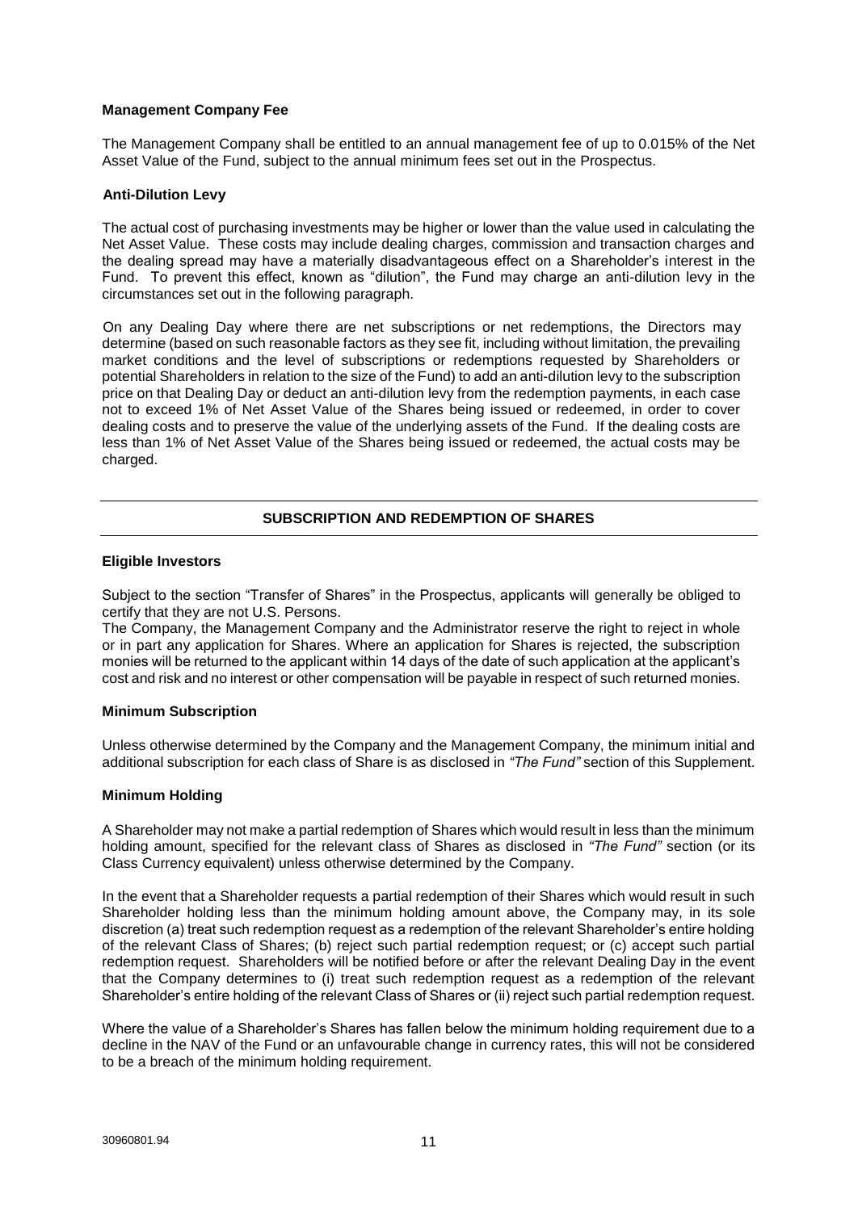### Management Company Fee

The Management Company shall be entitled to an annual management fee of up to 0.015% of the Net Asset Value of the Fund, subject to the annual minimum fees set out in the Prospectus.

### Anti-Dilution Levy

The actual cost of purchasing investments may be higher or lower than the value used in calculating the Net Asset Value. These costs may include dealing charges, commission and transaction charges and the dealing spread may have a materially disadvantageous effect on a Shareholder's interest in the Fund. To prevent this effect, known as "dilution", the Fund may charge an anti-dilution levy in the circumstances set out in the following paragraph.

On any Dealing Day where there are net subscriptions or net redemptions, the Directors may determine (based on such reasonable factors as they see fit, including without limitation, the prevailing market conditions and the level of subscriptions or redemptions requested by Shareholders or potential Shareholders in relation to the size of the Fund) to add an anti-dilution levy to the subscription price on that Dealing Day or deduct an anti-dilution levy from the redemption payments, in each case not to exceed 1% of Net Asset Value of the Shares being issued or redeemed, in order to cover dealing costs and to preserve the value of the underlying assets of the Fund. If the dealing costs are less than 1% of Net Asset Value of the Shares being issued or redeemed, the actual costs may be charged.

## SUBSCRIPTION AND REDEMPTION OF SHARES

### Eligible Investors

Subject to the section "Transfer of Shares" in the Prospectus, applicants will generally be obliged to certify that they are not U.S. Persons.

The Company, the Management Company and the Administrator reserve the right to reject in whole or in part any application for Shares. Where an application for Shares is rejected, the subscription monies will be returned to the applicant within 14 days of the date of such application at the applicant's cost and risk and no interest or other compensation will be payable in respect of such returned monies.

### Minimum Subscription

Unless otherwise determined by the Company and the Management Company, the minimum initial and additional subscription for each class of Share is as disclosed in *"The Fund"* section of this Supplement.

### Minimum Holding

A Shareholder may not make a partial redemption of Shares which would result in less than the minimum holding amount, specified for the relevant class of Shares as disclosed in *"The Fund"* section (or its Class Currency equivalent) unless otherwise determined by the Company.

In the event that a Shareholder requests a partial redemption of their Shares which would result in such Shareholder holding less than the minimum holding amount above, the Company may, in its sole discretion (a) treat such redemption request as a redemption of the relevant Shareholder's entire holding of the relevant Class of Shares; (b) reject such partial redemption request; or (c) accept such partial redemption request. Shareholders will be notified before or after the relevant Dealing Day in the event that the Company determines to (i) treat such redemption request as a redemption of the relevant Shareholder's entire holding of the relevant Class of Shares or (ii) reject such partial redemption request.

Where the value of a Shareholder's Shares has fallen below the minimum holding requirement due to a decline in the NAV of the Fund or an unfavourable change in currency rates, this will not be considered to be a breach of the minimum holding requirement.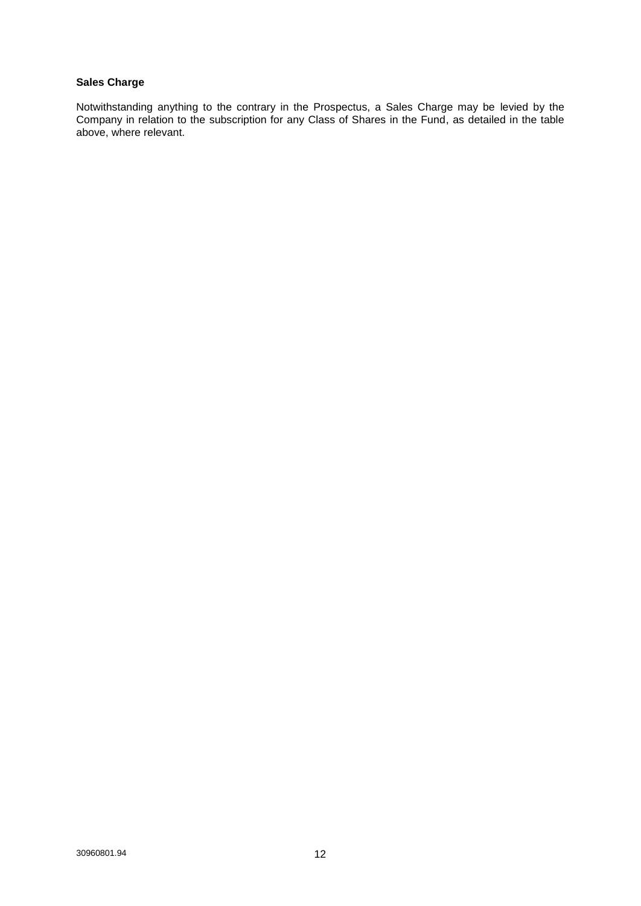**Sales Charge**

Notwithstanding anything to the contrary in the Prospectus, a Sales Charge may be levied by the Company in relation to the subscription for any Class of Shares in the Fund, as detailed in the table above, where relevant.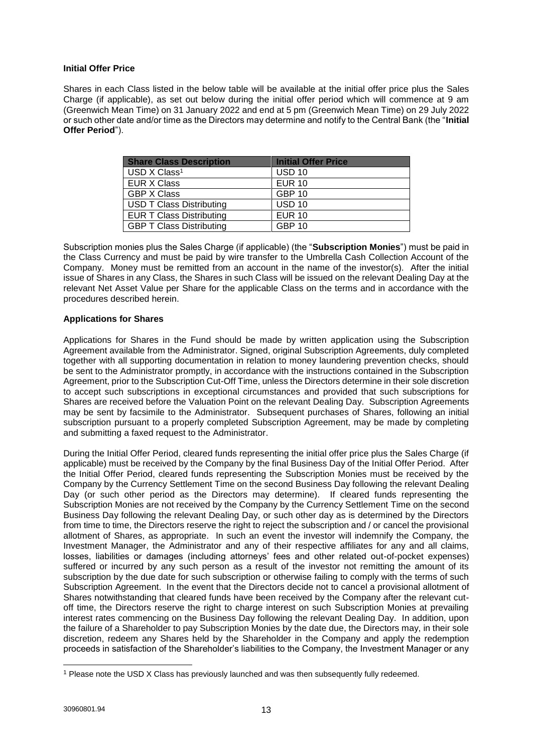**Initial Offer Price**

Shares in each Class listed in the below table will be available at the initial offer price plus the Sales Charge (if applicable), as set out below during the initial offer period which will commence at 9 am (Greenwich Mean Time) on 31 January 2022 and end at 5 pm (Greenwich Mean Time) on 29 July 2022 or such other date and/or time as the Directors may determine and notify to the Central Bank (the "**Initial Offer Period**").

| Share Class Description | Initial Offer Price |
|---|---|
| USD X Class[1] | USD 10 |
| EUR X Class | EUR 10 |
| GBP X Class | GBP 10 |
| USD T Class Distributing | USD 10 |
| EUR T Class Distributing | EUR 10 |
| GBP T Class Distributing | GBP 10 |

Subscription monies plus the Sales Charge (if applicable) (the "**Subscription Monies**") must be paid in the Class Currency and must be paid by wire transfer to the Umbrella Cash Collection Account of the Company. Money must be remitted from an account in the name of the investor(s). After the initial issue of Shares in any Class, the Shares in such Class will be issued on the relevant Dealing Day at the relevant Net Asset Value per Share for the applicable Class on the terms and in accordance with the procedures described herein.

**Applications for Shares**

Applications for Shares in the Fund should be made by written application using the Subscription Agreement available from the Administrator. Signed, original Subscription Agreements, duly completed together with all supporting documentation in relation to money laundering prevention checks, should be sent to the Administrator promptly, in accordance with the instructions contained in the Subscription Agreement, prior to the Subscription Cut-Off Time, unless the Directors determine in their sole discretion to accept such subscriptions in exceptional circumstances and provided that such subscriptions for Shares are received before the Valuation Point on the relevant Dealing Day. Subscription Agreements may be sent by facsimile to the Administrator. Subsequent purchases of Shares, following an initial subscription pursuant to a properly completed Subscription Agreement, may be made by completing and submitting a faxed request to the Administrator.

During the Initial Offer Period, cleared funds representing the initial offer price plus the Sales Charge (if applicable) must be received by the Company by the final Business Day of the Initial Offer Period. After the Initial Offer Period, cleared funds representing the Subscription Monies must be received by the Company by the Currency Settlement Time on the second Business Day following the relevant Dealing Day (or such other period as the Directors may determine). If cleared funds representing the Subscription Monies are not received by the Company by the Currency Settlement Time on the second Business Day following the relevant Dealing Day, or such other day as is determined by the Directors from time to time, the Directors reserve the right to reject the subscription and / or cancel the provisional allotment of Shares, as appropriate. In such an event the investor will indemnify the Company, the Investment Manager, the Administrator and any of their respective affiliates for any and all claims, losses, liabilities or damages (including attorneys' fees and other related out-of-pocket expenses) suffered or incurred by any such person as a result of the investor not remitting the amount of its subscription by the due date for such subscription or otherwise failing to comply with the terms of such Subscription Agreement. In the event that the Directors decide not to cancel a provisional allotment of Shares notwithstanding that cleared funds have been received by the Company after the relevant cut-off time, the Directors reserve the right to charge interest on such Subscription Monies at prevailing interest rates commencing on the Business Day following the relevant Dealing Day. In addition, upon the failure of a Shareholder to pay Subscription Monies by the date due, the Directors may, in their sole discretion, redeem any Shares held by the Shareholder in the Company and apply the redemption proceeds in satisfaction of the Shareholder's liabilities to the Company, the Investment Manager or any

[1] Please note the USD X Class has previously launched and was then subsequently fully redeemed.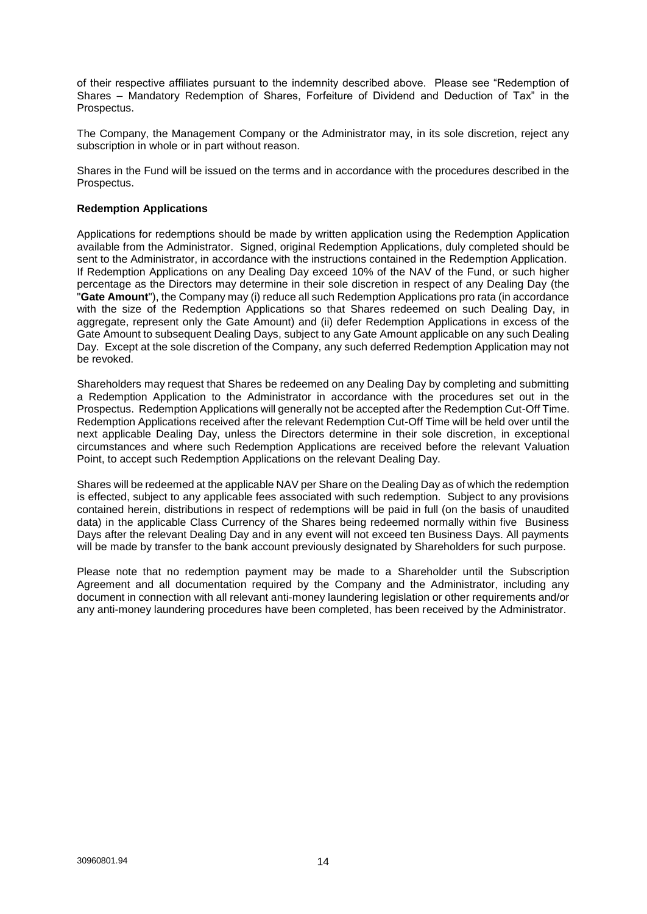of their respective affiliates pursuant to the indemnity described above. Please see "Redemption of Shares – Mandatory Redemption of Shares, Forfeiture of Dividend and Deduction of Tax" in the Prospectus.

The Company, the Management Company or the Administrator may, in its sole discretion, reject any subscription in whole or in part without reason.

Shares in the Fund will be issued on the terms and in accordance with the procedures described in the Prospectus.

**Redemption Applications**

Applications for redemptions should be made by written application using the Redemption Application available from the Administrator. Signed, original Redemption Applications, duly completed should be sent to the Administrator, in accordance with the instructions contained in the Redemption Application. If Redemption Applications on any Dealing Day exceed 10% of the NAV of the Fund, or such higher percentage as the Directors may determine in their sole discretion in respect of any Dealing Day (the "**Gate Amount**"), the Company may (i) reduce all such Redemption Applications pro rata (in accordance with the size of the Redemption Applications so that Shares redeemed on such Dealing Day, in aggregate, represent only the Gate Amount) and (ii) defer Redemption Applications in excess of the Gate Amount to subsequent Dealing Days, subject to any Gate Amount applicable on any such Dealing Day. Except at the sole discretion of the Company, any such deferred Redemption Application may not be revoked.

Shareholders may request that Shares be redeemed on any Dealing Day by completing and submitting a Redemption Application to the Administrator in accordance with the procedures set out in the Prospectus. Redemption Applications will generally not be accepted after the Redemption Cut-Off Time. Redemption Applications received after the relevant Redemption Cut-Off Time will be held over until the next applicable Dealing Day, unless the Directors determine in their sole discretion, in exceptional circumstances and where such Redemption Applications are received before the relevant Valuation Point, to accept such Redemption Applications on the relevant Dealing Day.

Shares will be redeemed at the applicable NAV per Share on the Dealing Day as of which the redemption is effected, subject to any applicable fees associated with such redemption. Subject to any provisions contained herein, distributions in respect of redemptions will be paid in full (on the basis of unaudited data) in the applicable Class Currency of the Shares being redeemed normally within five Business Days after the relevant Dealing Day and in any event will not exceed ten Business Days. All payments will be made by transfer to the bank account previously designated by Shareholders for such purpose.

Please note that no redemption payment may be made to a Shareholder until the Subscription Agreement and all documentation required by the Company and the Administrator, including any document in connection with all relevant anti-money laundering legislation or other requirements and/or any anti-money laundering procedures have been completed, has been received by the Administrator.